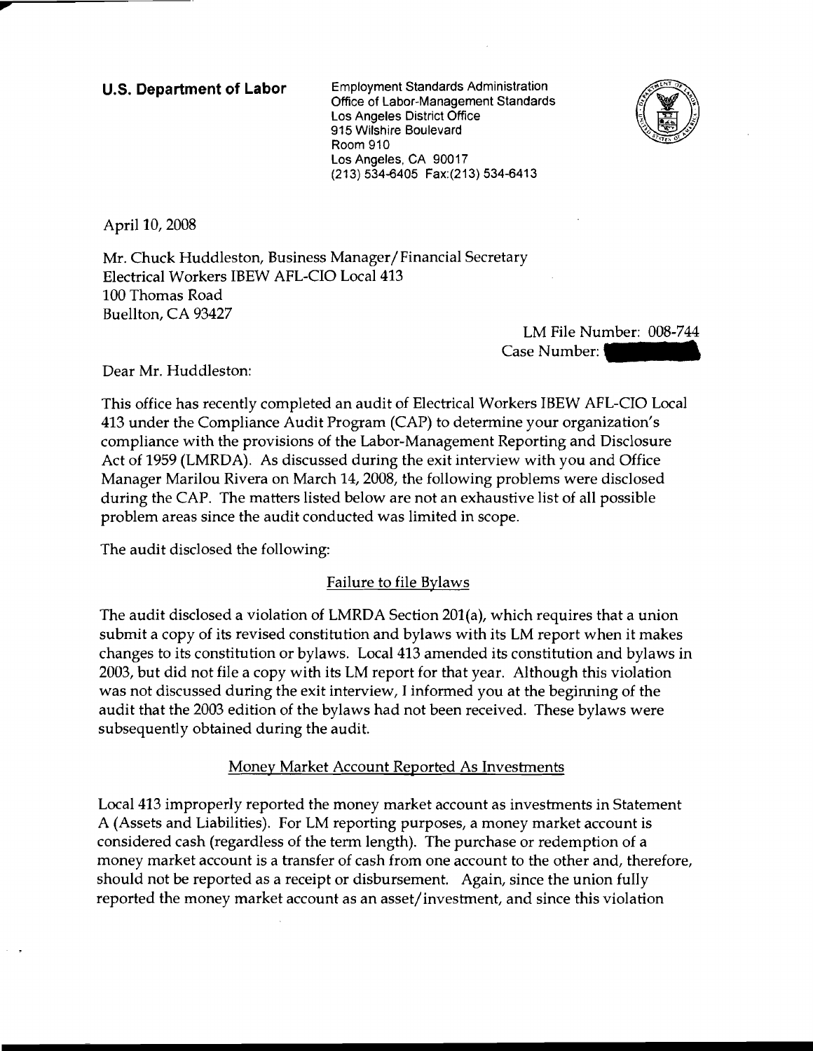**U.S. Department of Labor**

Employment Standards Administration
Office of Labor-Management Standards
Los Angeles District Office
915 Wilshire Boulevard
Room 910
Los Angeles, CA 90017
(213) 534-6405 Fax:(213) 534-6413

April 10, 2008

Mr. Chuck Huddleston, Business Manager/Financial Secretary
Electrical Workers IBEW AFL-CIO Local 413
100 Thomas Road
Buellton, CA 93427

LM File Number: 008-744
Case Number:

Dear Mr. Huddleston:

This office has recently completed an audit of Electrical Workers IBEW AFL-CIO Local 413 under the Compliance Audit Program (CAP) to determine your organization's compliance with the provisions of the Labor-Management Reporting and Disclosure Act of 1959 (LMRDA). As discussed during the exit interview with you and Office Manager Marilou Rivera on March 14, 2008, the following problems were disclosed during the CAP. The matters listed below are not an exhaustive list of all possible problem areas since the audit conducted was limited in scope.

The audit disclosed the following:

Failure to file Bylaws

The audit disclosed a violation of LMRDA Section 201(a), which requires that a union submit a copy of its revised constitution and bylaws with its LM report when it makes changes to its constitution or bylaws. Local 413 amended its constitution and bylaws in 2003, but did not file a copy with its LM report for that year. Although this violation was not discussed during the exit interview, I informed you at the beginning of the audit that the 2003 edition of the bylaws had not been received. These bylaws were subsequently obtained during the audit.

Money Market Account Reported As Investments

Local 413 improperly reported the money market account as investments in Statement A (Assets and Liabilities). For LM reporting purposes, a money market account is considered cash (regardless of the term length). The purchase or redemption of a money market account is a transfer of cash from one account to the other and, therefore, should not be reported as a receipt or disbursement. Again, since the union fully reported the money market account as an asset/investment, and since this violation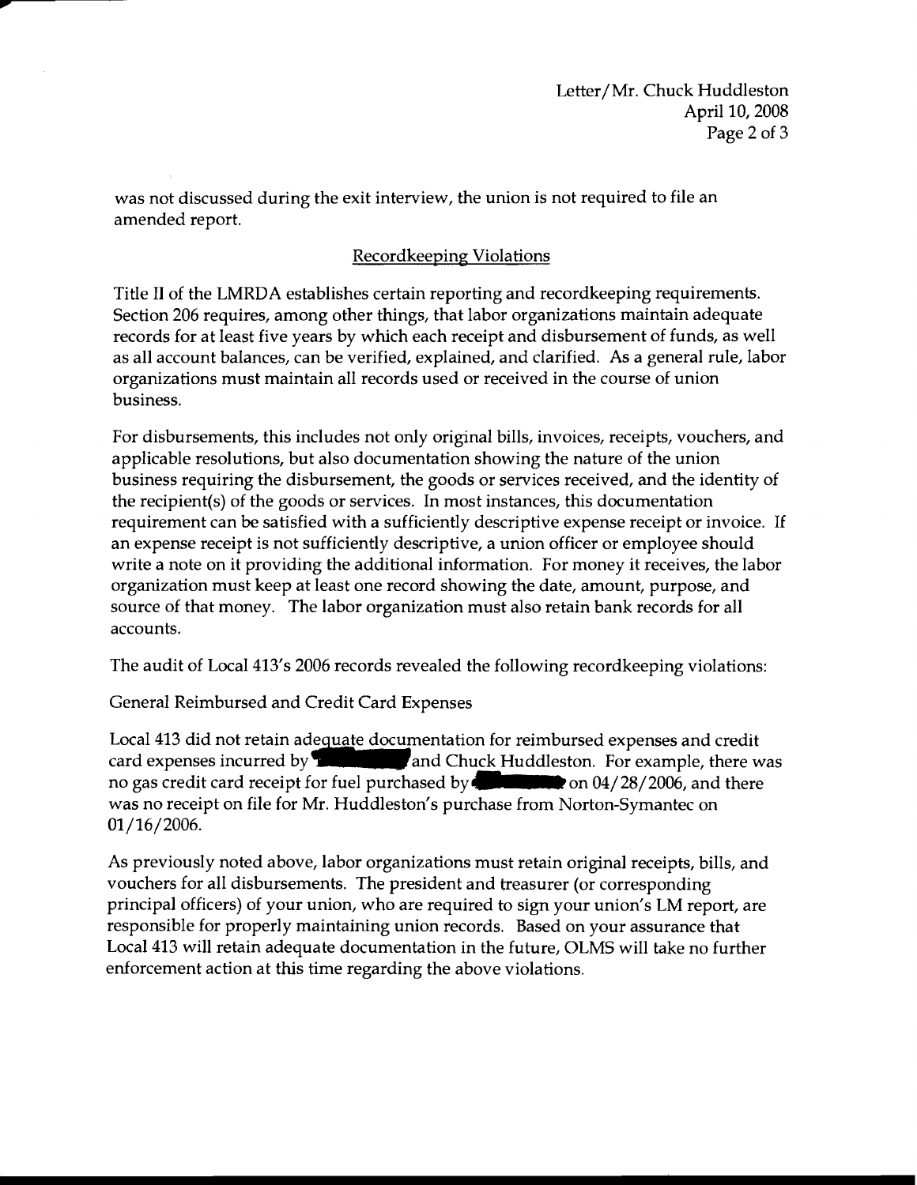was not discussed during the exit interview, the union is not required to file an amended report.

## Recordkeeping Violations

Title II of the LMRDA establishes certain reporting and recordkeeping requirements. Section 206 requires, among other things, that labor organizations maintain adequate records for at least five years by which each receipt and disbursement of funds, as well as all account balances, can be verified, explained, and clarified. As a general rule, labor organizations must maintain all records used or received in the course of union business.

For disbursements, this includes not only original bills, invoices, receipts, vouchers, and applicable resolutions, but also documentation showing the nature of the union business requiring the disbursement, the goods or services received, and the identity of the recipient(s) of the goods or services. In most instances, this documentation requirement can be satisfied with a sufficiently descriptive expense receipt or invoice. If an expense receipt is not sufficiently descriptive, a union officer or employee should write a note on it providing the additional information. For money it receives, the labor organization must keep at least one record showing the date, amount, purpose, and source of that money. The labor organization must also retain bank records for all accounts.

The audit of Local 413's 2006 records revealed the following recordkeeping violations:

General Reimbursed and Credit Card Expenses

Local 413 did not retain adequate documentation for reimbursed expenses and credit card expenses incurred by [redacted] and Chuck Huddleston. For example, there was no gas credit card receipt for fuel purchased by [redacted] on 04/28/2006, and there was no receipt on file for Mr. Huddleston's purchase from Norton-Symantec on 01/16/2006.

As previously noted above, labor organizations must retain original receipts, bills, and vouchers for all disbursements. The president and treasurer (or corresponding principal officers) of your union, who are required to sign your union's LM report, are responsible for properly maintaining union records. Based on your assurance that Local 413 will retain adequate documentation in the future, OLMS will take no further enforcement action at this time regarding the above violations.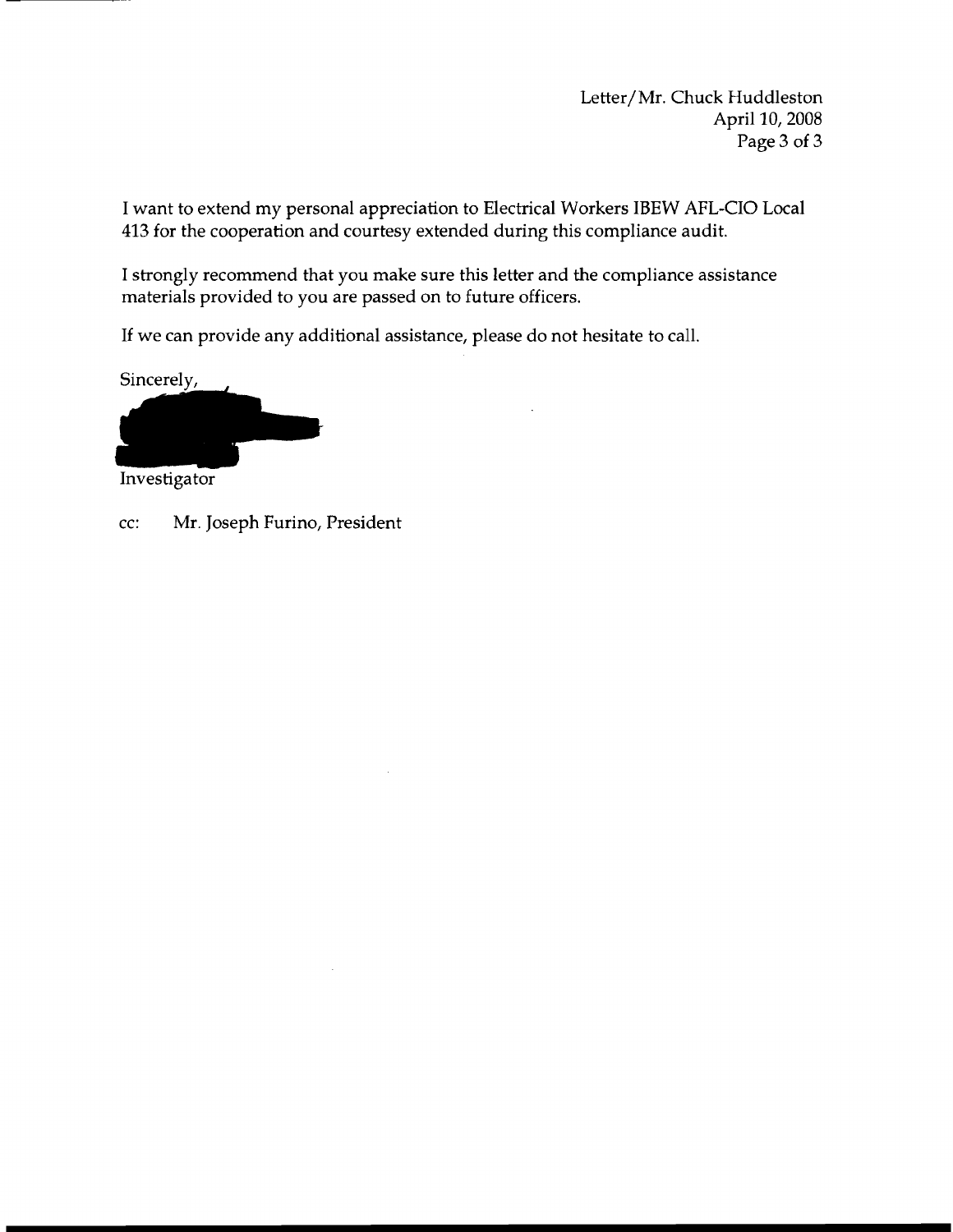I want to extend my personal appreciation to Electrical Workers IBEW AFL-CIO Local 413 for the cooperation and courtesy extended during this compliance audit.

I strongly recommend that you make sure this letter and the compliance assistance materials provided to you are passed on to future officers.

If we can provide any additional assistance, please do not hesitate to call.

Sincerely,

Investigator

cc: Mr. Joseph Furino, President